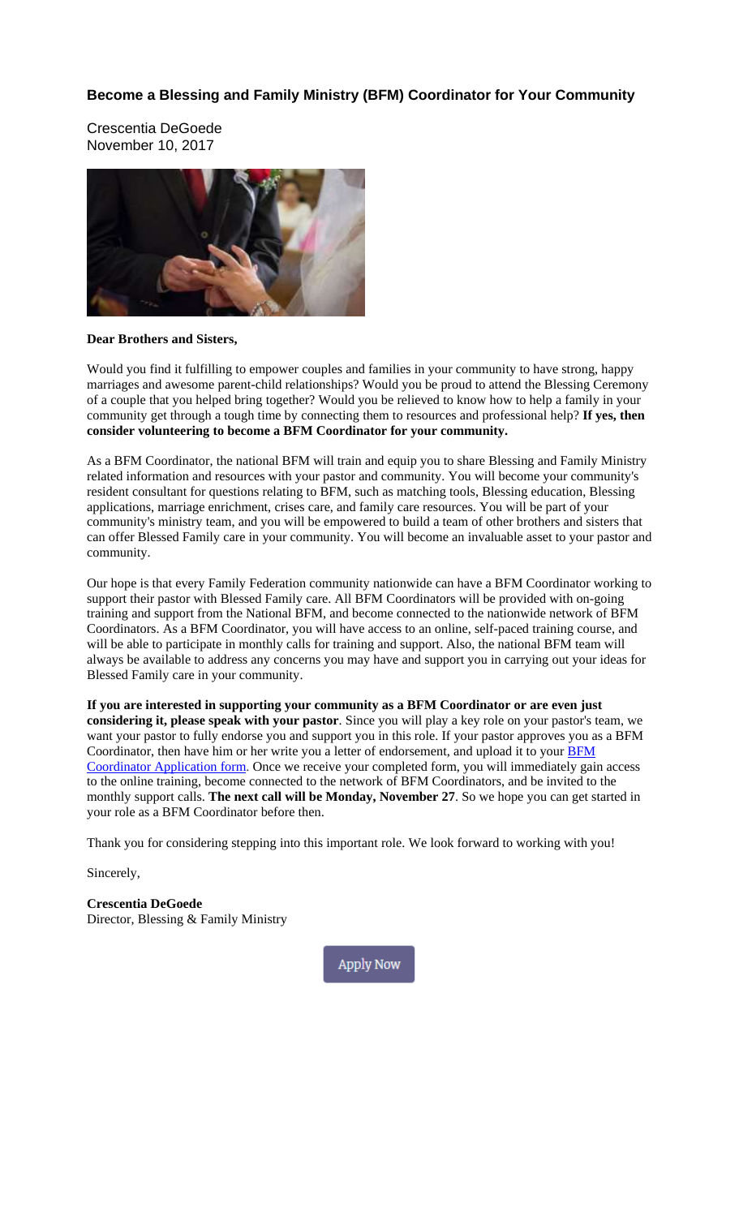## Become a Blessing and Family Ministry (BFM) Coordinator for Your Community

Crescentia DeGoede
November 10, 2017

**Dear Brothers and Sisters,**

Would you find it fulfilling to empower couples and families in your community to have strong, happy marriages and awesome parent-child relationships? Would you be proud to attend the Blessing Ceremony of a couple that you helped bring together? Would you be relieved to know how to help a family in your community get through a tough time by connecting them to resources and professional help? **If yes, then consider volunteering to become a BFM Coordinator for your community.**

As a BFM Coordinator, the national BFM will train and equip you to share Blessing and Family Ministry related information and resources with your pastor and community. You will become your community's resident consultant for questions relating to BFM, such as matching tools, Blessing education, Blessing applications, marriage enrichment, crises care, and family care resources. You will be part of your community's ministry team, and you will be empowered to build a team of other brothers and sisters that can offer Blessed Family care in your community. You will become an invaluable asset to your pastor and community.

Our hope is that every Family Federation community nationwide can have a BFM Coordinator working to support their pastor with Blessed Family care. All BFM Coordinators will be provided with on-going training and support from the National BFM, and become connected to the nationwide network of BFM Coordinators. As a BFM Coordinator, you will have access to an online, self-paced training course, and will be able to participate in monthly calls for training and support. Also, the national BFM team will always be available to address any concerns you may have and support you in carrying out your ideas for Blessed Family care in your community.

**If you are interested in supporting your community as a BFM Coordinator or are even just considering it, please speak with your pastor**. Since you will play a key role on your pastor's team, we want your pastor to fully endorse you and support you in this role. If your pastor approves you as a BFM Coordinator, then have him or her write you a letter of endorsement, and upload it to your BFM Coordinator Application form. Once we receive your completed form, you will immediately gain access to the online training, become connected to the network of BFM Coordinators, and be invited to the monthly support calls. **The next call will be Monday, November 27**. So we hope you can get started in your role as a BFM Coordinator before then.

Thank you for considering stepping into this important role. We look forward to working with you!

Sincerely,

**Crescentia DeGoede**
Director, Blessing & Family Ministry

Apply Now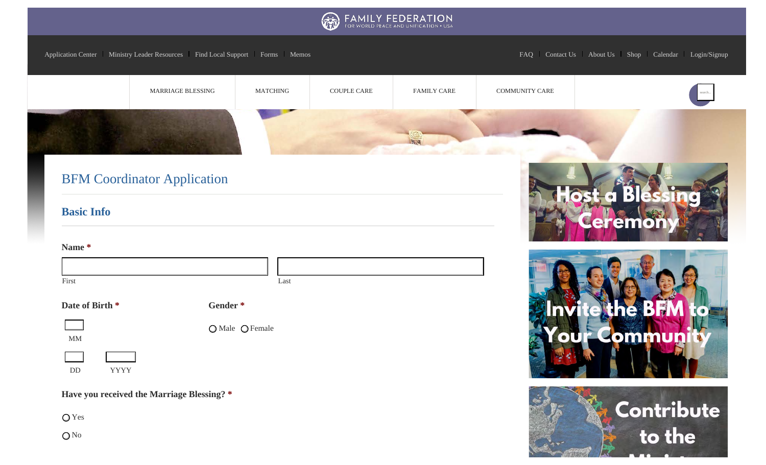FAMILY FEDERATION
FOR WORLD PEACE AND UNIFICATION • USA

Application Center | Ministry Leader Resources | Find Local Support | Forms | Memos

FAQ | Contact Us | About Us | Shop | Calendar | Login/Signup

MARRIAGE BLESSING | MATCHING | COUPLE CARE | FAMILY CARE | COMMUNITY CARE

# BFM Coordinator Application

## Basic Info

**Name** *

First

Last

**Date of Birth** *

MM

DD

YYYY

**Gender** *

○ Male ○ Female

**Have you received the Marriage Blessing?** *

○ Yes

○ No

Host a Blessing Ceremony

Invite the BFM to Your Community

Contribute to the Ministry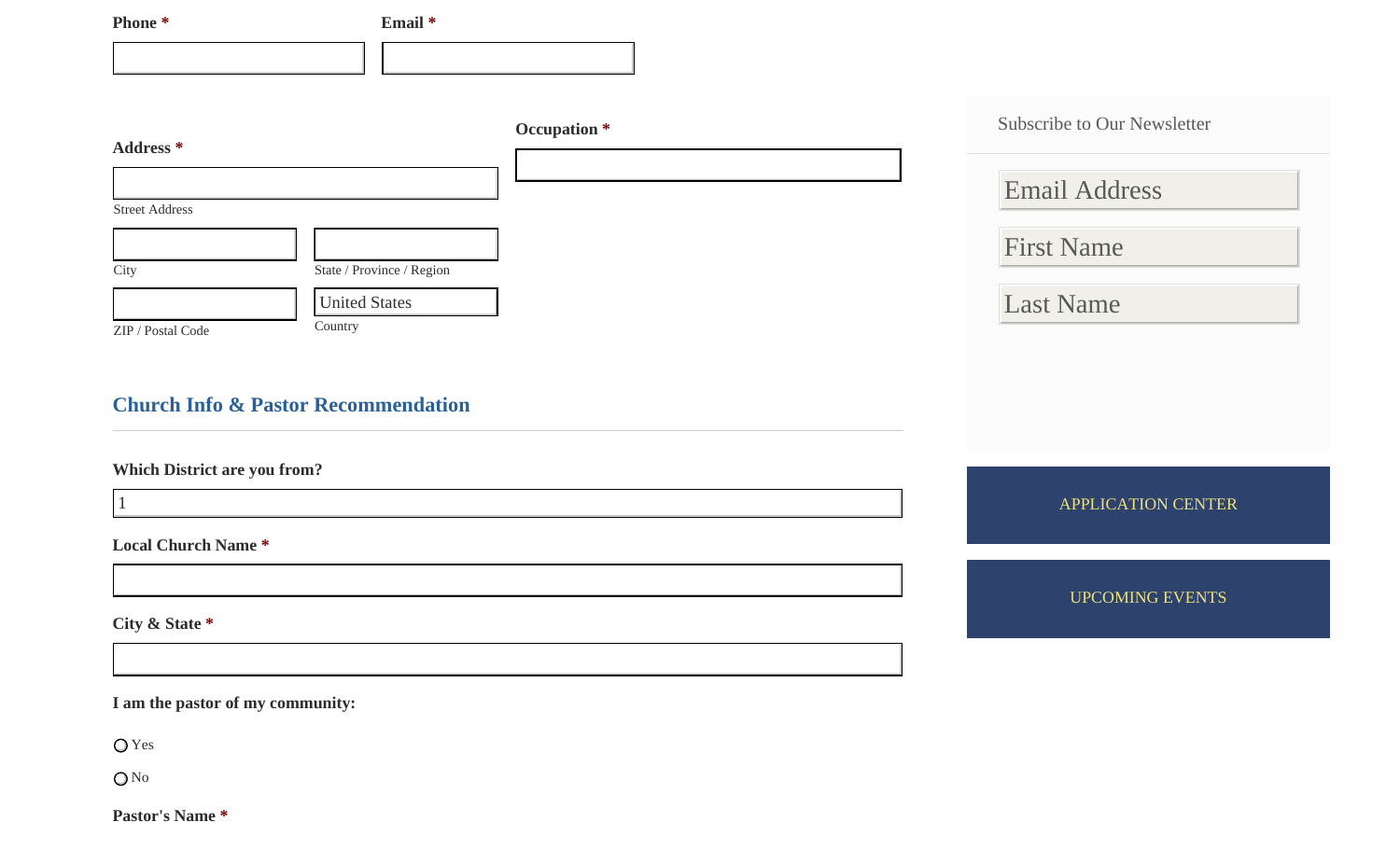**Phone** * **Email** *

**Address** *

Street Address

City

State / Province / Region

ZIP / Postal Code

United States

Country

**Occupation** *

## Church Info & Pastor Recommendation

**Which District are you from?**

1

**Local Church Name** *

**City & State** *

**I am the pastor of my community:**

- Yes
- No

**Pastor's Name** *

Subscribe to Our Newsletter

Email Address

First Name

Last Name

APPLICATION CENTER

UPCOMING EVENTS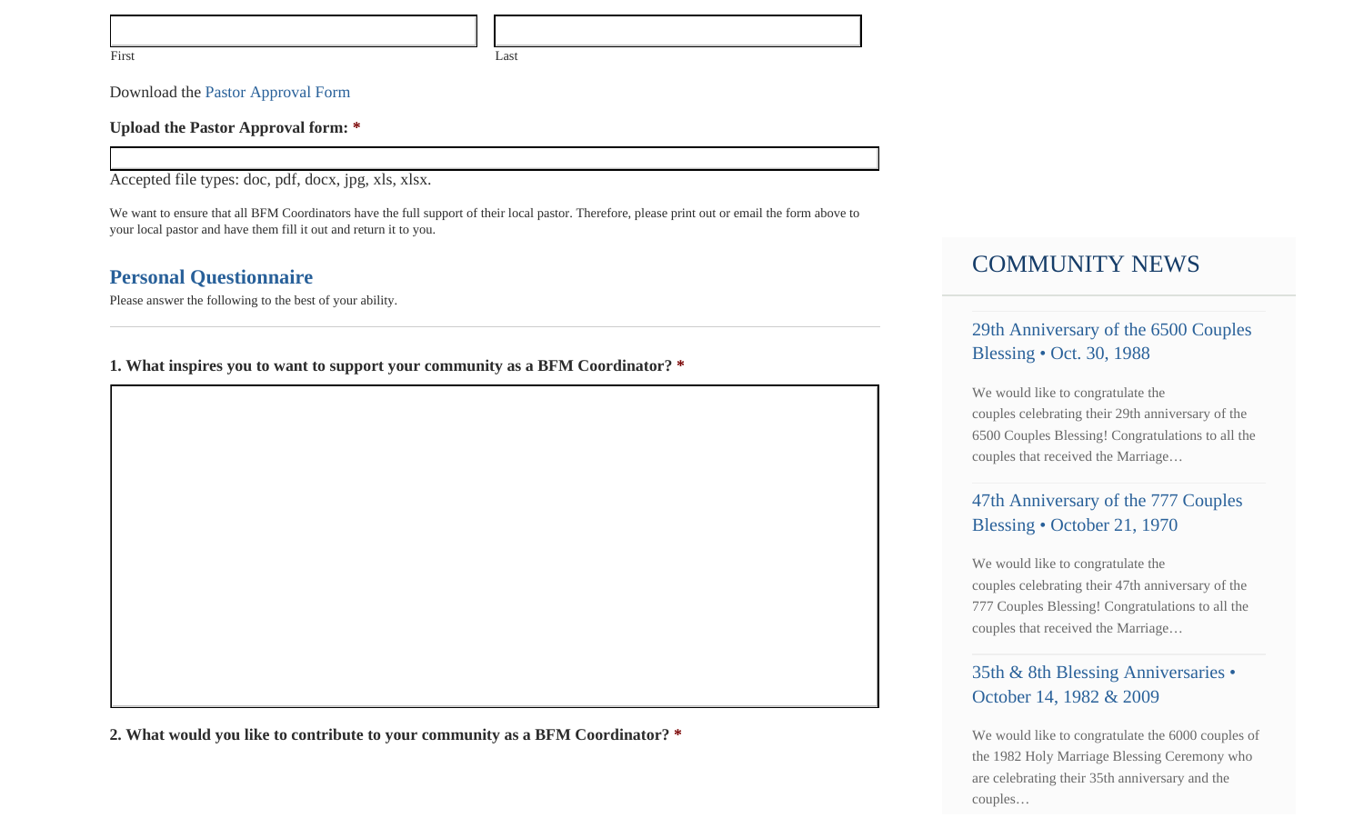First

Last

Download the Pastor Approval Form

**Upload the Pastor Approval form: ***

Accepted file types: doc, pdf, docx, jpg, xls, xlsx.

We want to ensure that all BFM Coordinators have the full support of their local pastor. Therefore, please print out or email the form above to your local pastor and have them fill it out and return it to you.

## Personal Questionnaire

Please answer the following to the best of your ability.

---

**1. What inspires you to want to support your community as a BFM Coordinator? ***

**2. What would you like to contribute to your community as a BFM Coordinator? ***

## COMMUNITY NEWS

### 29th Anniversary of the 6500 Couples Blessing • Oct. 30, 1988

We would like to congratulate the couples celebrating their 29th anniversary of the 6500 Couples Blessing! Congratulations to all the couples that received the Marriage…

### 47th Anniversary of the 777 Couples Blessing • October 21, 1970

We would like to congratulate the couples celebrating their 47th anniversary of the 777 Couples Blessing! Congratulations to all the couples that received the Marriage…

### 35th & 8th Blessing Anniversaries • October 14, 1982 & 2009

We would like to congratulate the 6000 couples of the 1982 Holy Marriage Blessing Ceremony who are celebrating their 35th anniversary and the couples…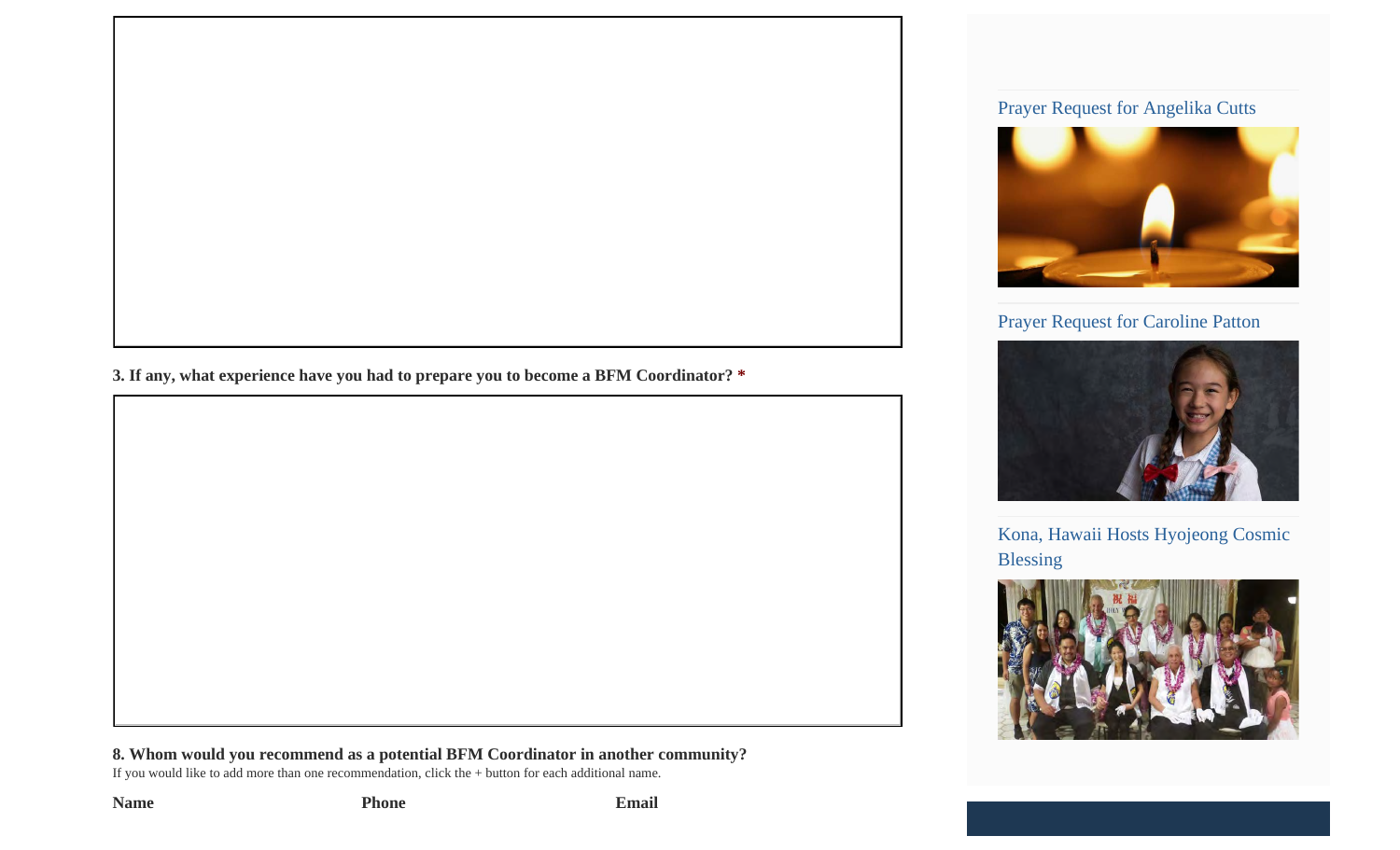**3. If any, what experience have you had to prepare you to become a BFM Coordinator?** *

**8. Whom would you recommend as a potential BFM Coordinator in another community?**

If you would like to add more than one recommendation, click the + button for each additional name.

| Name | Phone | Email |
| --- | --- | --- |

Prayer Request for Angelika Cutts

Prayer Request for Caroline Patton

Kona, Hawaii Hosts Hyojeong Cosmic Blessing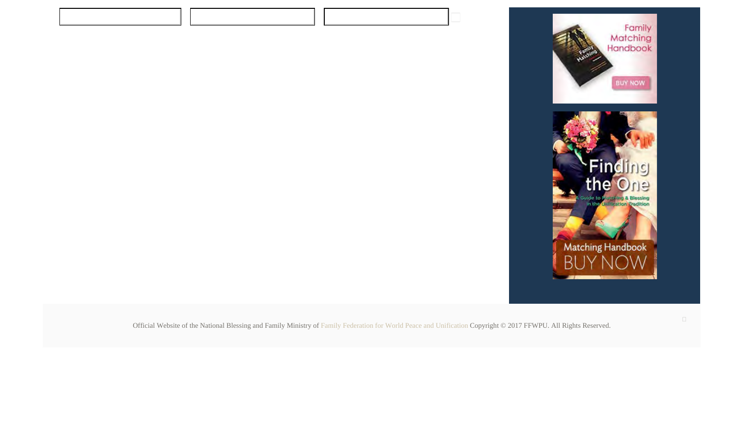Official Website of the National Blessing and Family Ministry of Family Federation for World Peace and Unification Copyright © 2017 FFWPU. All Rights Reserved.